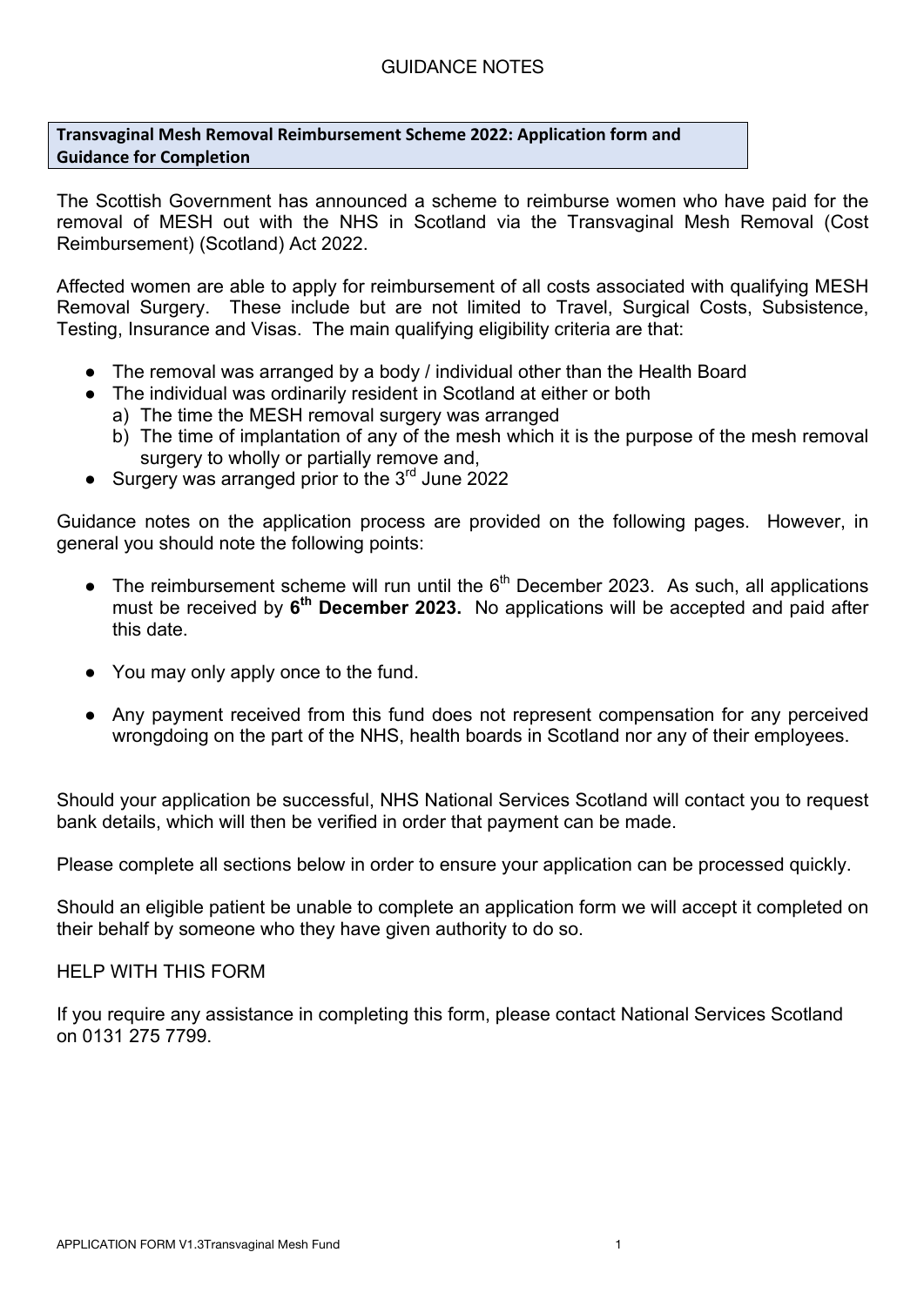GUIDANCE NOTES

## Transvaginal Mesh Removal Reimbursement Scheme 2022: Application form and Guidance for Completion

The Scottish Government has announced a scheme to reimburse women who have paid for the removal of MESH out with the NHS in Scotland via the Transvaginal Mesh Removal (Cost Reimbursement) (Scotland) Act 2022.

Affected women are able to apply for reimbursement of all costs associated with qualifying MESH Removal Surgery. These include but are not limited to Travel, Surgical Costs, Subsistence, Testing, Insurance and Visas. The main qualifying eligibility criteria are that:

- The removal was arranged by a body / individual other than the Health Board
- The individual was ordinarily resident in Scotland at either or both
  a) The time the MESH removal surgery was arranged
  b) The time of implantation of any of the mesh which it is the purpose of the mesh removal surgery to wholly or partially remove and,
- Surgery was arranged prior to the 3rd June 2022

Guidance notes on the application process are provided on the following pages. However, in general you should note the following points:

- The reimbursement scheme will run until the 6th December 2023. As such, all applications must be received by **6th December 2023.** No applications will be accepted and paid after this date.
- You may only apply once to the fund.
- Any payment received from this fund does not represent compensation for any perceived wrongdoing on the part of the NHS, health boards in Scotland nor any of their employees.

Should your application be successful, NHS National Services Scotland will contact you to request bank details, which will then be verified in order that payment can be made.

Please complete all sections below in order to ensure your application can be processed quickly.

Should an eligible patient be unable to complete an application form we will accept it completed on their behalf by someone who they have given authority to do so.

HELP WITH THIS FORM

If you require any assistance in completing this form, please contact National Services Scotland on 0131 275 7799.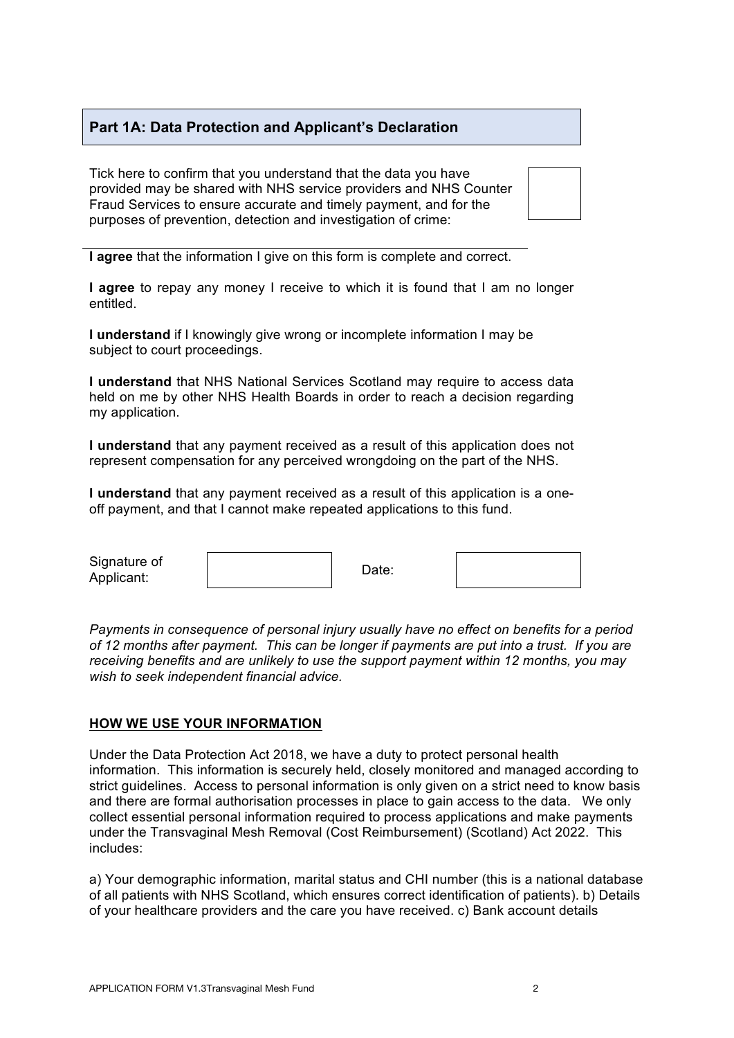## Part 1A: Data Protection and Applicant's Declaration

Tick here to confirm that you understand that the data you have provided may be shared with NHS service providers and NHS Counter Fraud Services to ensure accurate and timely payment, and for the purposes of prevention, detection and investigation of crime: ☐

**I agree** that the information I give on this form is complete and correct.

**I agree** to repay any money I receive to which it is found that I am no longer entitled.

**I understand** if I knowingly give wrong or incomplete information I may be subject to court proceedings.

**I understand** that NHS National Services Scotland may require to access data held on me by other NHS Health Boards in order to reach a decision regarding my application.

**I understand** that any payment received as a result of this application does not represent compensation for any perceived wrongdoing on the part of the NHS.

**I understand** that any payment received as a result of this application is a one-off payment, and that I cannot make repeated applications to this fund.

| Signature of Applicant: | | Date: | |
|---|---|---|---|

*Payments in consequence of personal injury usually have no effect on benefits for a period of 12 months after payment. This can be longer if payments are put into a trust. If you are receiving benefits and are unlikely to use the support payment within 12 months, you may wish to seek independent financial advice.*

**HOW WE USE YOUR INFORMATION**

Under the Data Protection Act 2018, we have a duty to protect personal health information. This information is securely held, closely monitored and managed according to strict guidelines. Access to personal information is only given on a strict need to know basis and there are formal authorisation processes in place to gain access to the data. We only collect essential personal information required to process applications and make payments under the Transvaginal Mesh Removal (Cost Reimbursement) (Scotland) Act 2022. This includes:

a) Your demographic information, marital status and CHI number (this is a national database of all patients with NHS Scotland, which ensures correct identification of patients). b) Details of your healthcare providers and the care you have received. c) Bank account details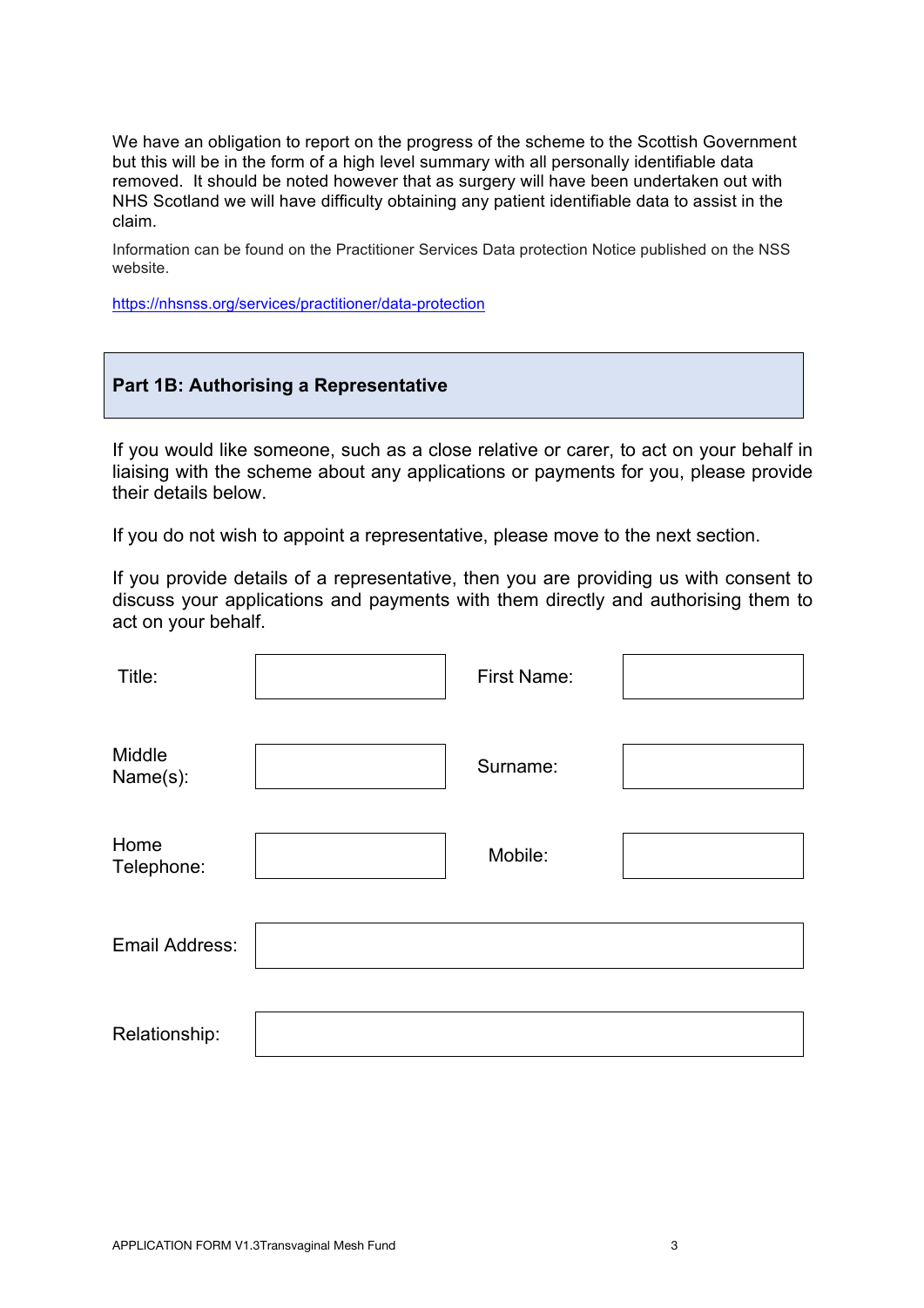We have an obligation to report on the progress of the scheme to the Scottish Government but this will be in the form of a high level summary with all personally identifiable data removed. It should be noted however that as surgery will have been undertaken out with NHS Scotland we will have difficulty obtaining any patient identifiable data to assist in the claim.

Information can be found on the Practitioner Services Data protection Notice published on the NSS website.

https://nhsnss.org/services/practitioner/data-protection

## Part 1B: Authorising a Representative

If you would like someone, such as a close relative or carer, to act on your behalf in liaising with the scheme about any applications or payments for you, please provide their details below.

If you do not wish to appoint a representative, please move to the next section.

If you provide details of a representative, then you are providing us with consent to discuss your applications and payments with them directly and authorising them to act on your behalf.

| | | | |
|---|---|---|---|
| Title: | | First Name: | |
| Middle Name(s): | | Surname: | |
| Home Telephone: | | Mobile: | |
| Email Address: | | | |
| Relationship: | | | |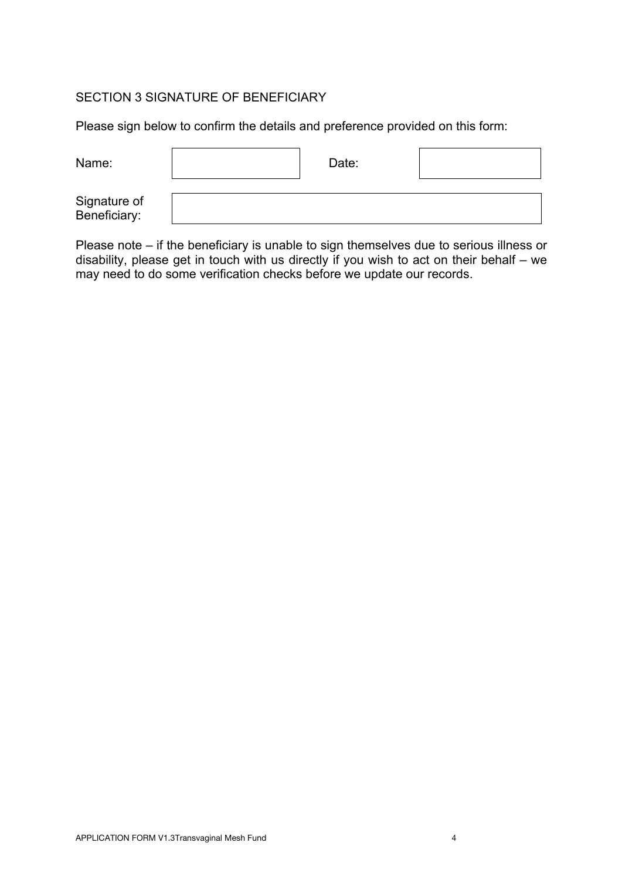## SECTION 3 SIGNATURE OF BENEFICIARY

Please sign below to confirm the details and preference provided on this form:

| | | | |
|---|---|---|---|
| Name: | | Date: | |
| Signature of Beneficiary: | | | |

Please note – if the beneficiary is unable to sign themselves due to serious illness or disability, please get in touch with us directly if you wish to act on their behalf – we may need to do some verification checks before we update our records.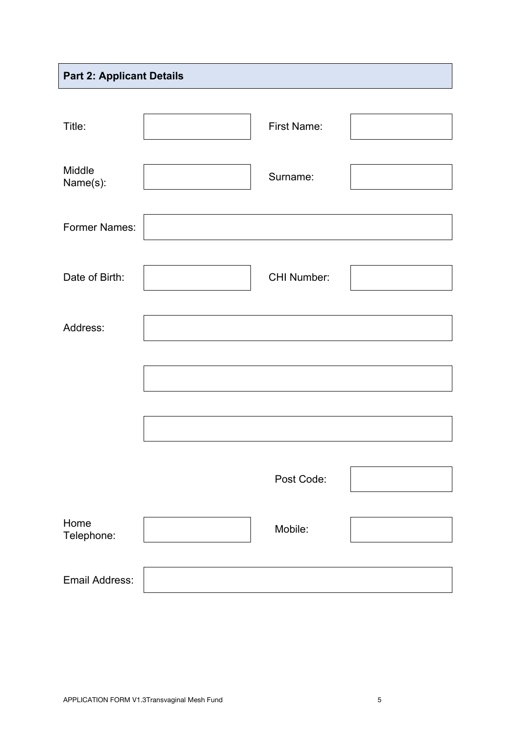## Part 2: Applicant Details

| | | | |
|---|---|---|---|
| Title: | | First Name: | |
| Middle Name(s): | | Surname: | |
| Former Names: | | | |
| Date of Birth: | | CHI Number: | |
| Address: | | | |
| | | | |
| | | | |
| | | Post Code: | |
| Home Telephone: | | Mobile: | |
| Email Address: | | | |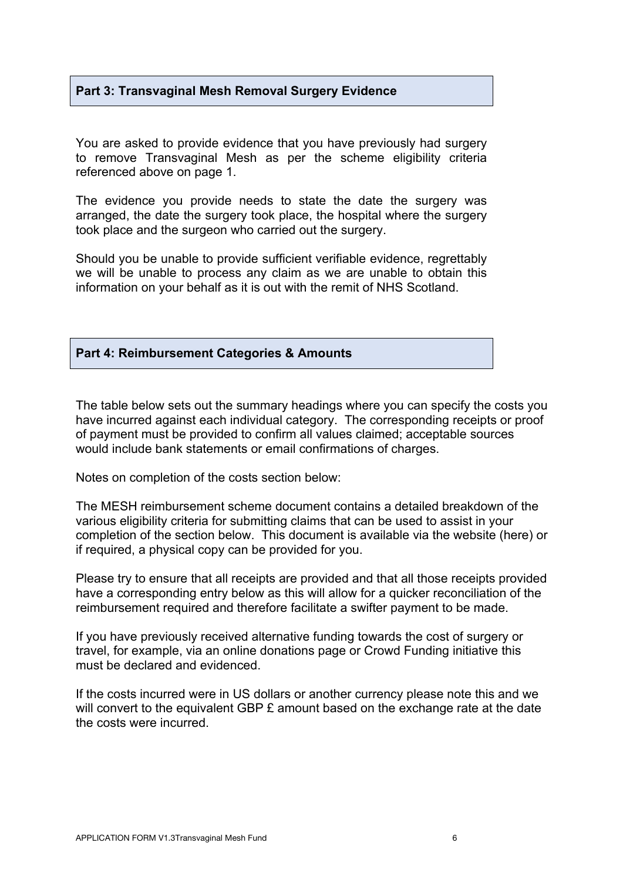## Part 3: Transvaginal Mesh Removal Surgery Evidence

You are asked to provide evidence that you have previously had surgery to remove Transvaginal Mesh as per the scheme eligibility criteria referenced above on page 1.

The evidence you provide needs to state the date the surgery was arranged, the date the surgery took place, the hospital where the surgery took place and the surgeon who carried out the surgery.

Should you be unable to provide sufficient verifiable evidence, regrettably we will be unable to process any claim as we are unable to obtain this information on your behalf as it is out with the remit of NHS Scotland.

## Part 4: Reimbursement Categories & Amounts

The table below sets out the summary headings where you can specify the costs you have incurred against each individual category. The corresponding receipts or proof of payment must be provided to confirm all values claimed; acceptable sources would include bank statements or email confirmations of charges.

Notes on completion of the costs section below:

The MESH reimbursement scheme document contains a detailed breakdown of the various eligibility criteria for submitting claims that can be used to assist in your completion of the section below. This document is available via the website (here) or if required, a physical copy can be provided for you.

Please try to ensure that all receipts are provided and that all those receipts provided have a corresponding entry below as this will allow for a quicker reconciliation of the reimbursement required and therefore facilitate a swifter payment to be made.

If you have previously received alternative funding towards the cost of surgery or travel, for example, via an online donations page or Crowd Funding initiative this must be declared and evidenced.

If the costs incurred were in US dollars or another currency please note this and we will convert to the equivalent GBP £ amount based on the exchange rate at the date the costs were incurred.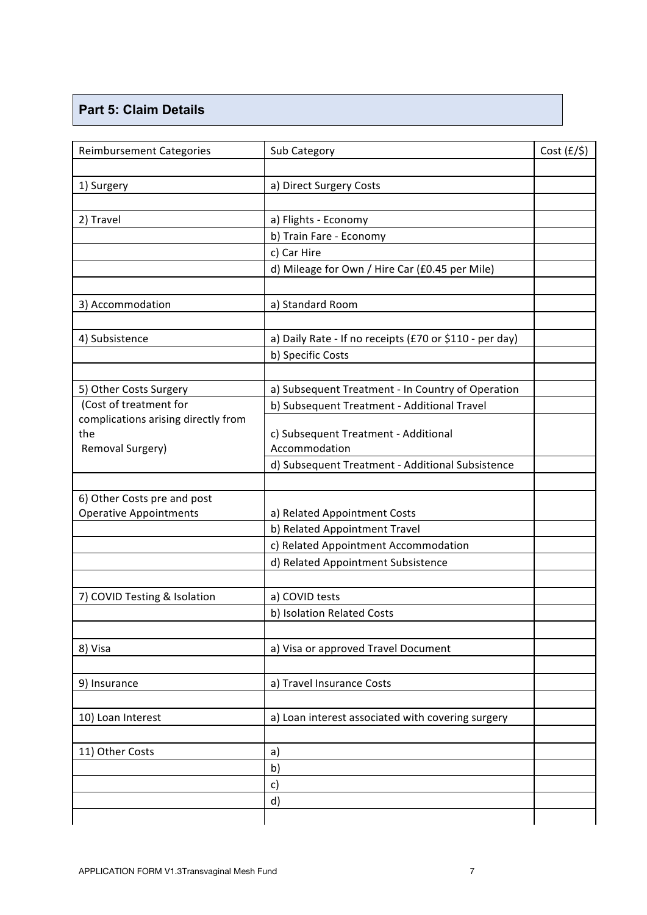## Part 5: Claim Details

| Reimbursement Categories | Sub Category | Cost (£/$) |
|---|---|---|
| | | |
| 1) Surgery | a) Direct Surgery Costs | |
| | | |
| 2) Travel | a) Flights - Economy | |
| | b) Train Fare - Economy | |
| | c) Car Hire | |
| | d) Mileage for Own / Hire Car (£0.45 per Mile) | |
| | | |
| 3) Accommodation | a) Standard Room | |
| | | |
| 4) Subsistence | a) Daily Rate - If no receipts (£70 or $110 - per day) | |
| | b) Specific Costs | |
| | | |
| 5) Other Costs Surgery | a) Subsequent Treatment - In Country of Operation | |
| (Cost of treatment for complications arising directly from the Removal Surgery) | b) Subsequent Treatment - Additional Travel | |
| | c) Subsequent Treatment - Additional Accommodation | |
| | d) Subsequent Treatment - Additional Subsistence | |
| | | |
| 6) Other Costs pre and post Operative Appointments | a) Related Appointment Costs | |
| | b) Related Appointment Travel | |
| | c) Related Appointment Accommodation | |
| | d) Related Appointment Subsistence | |
| | | |
| 7) COVID Testing & Isolation | a) COVID tests | |
| | b) Isolation Related Costs | |
| | | |
| 8) Visa | a) Visa or approved Travel Document | |
| | | |
| 9) Insurance | a) Travel Insurance Costs | |
| | | |
| 10) Loan Interest | a) Loan interest associated with covering surgery | |
| | | |
| 11) Other Costs | a) | |
| | b) | |
| | c) | |
| | d) | |
| | | |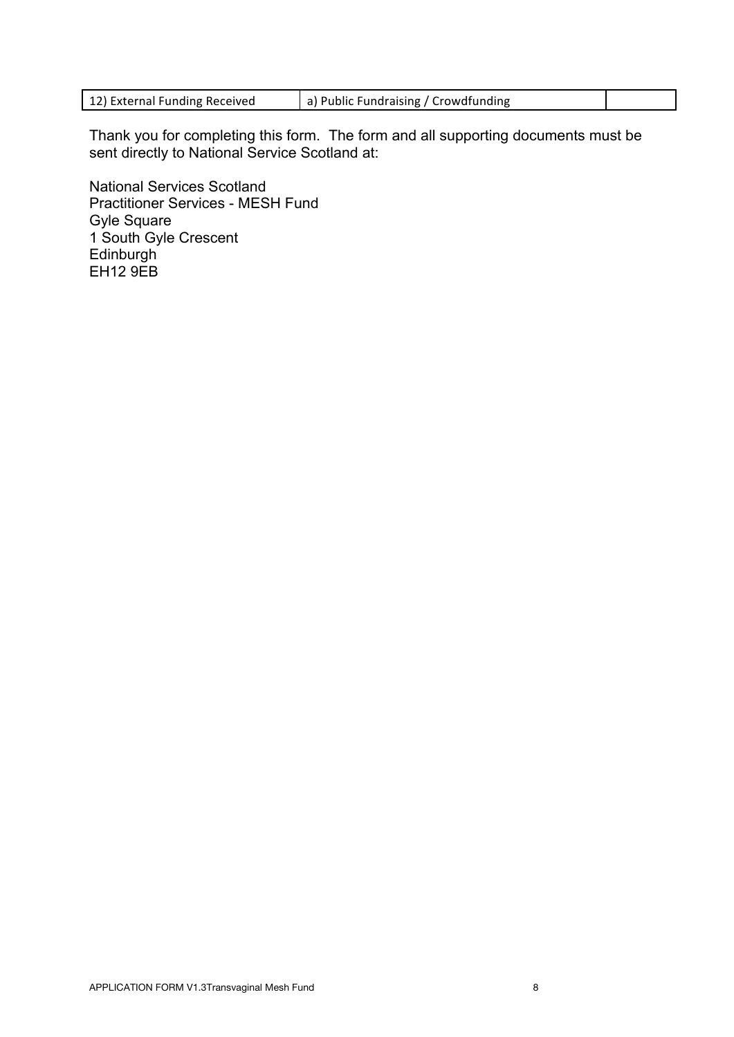| | | |
|---|---|---|
| 12) External Funding Received | a) Public Fundraising / Crowdfunding | |

Thank you for completing this form. The form and all supporting documents must be sent directly to National Service Scotland at:

National Services Scotland
Practitioner Services - MESH Fund
Gyle Square
1 South Gyle Crescent
Edinburgh
EH12 9EB